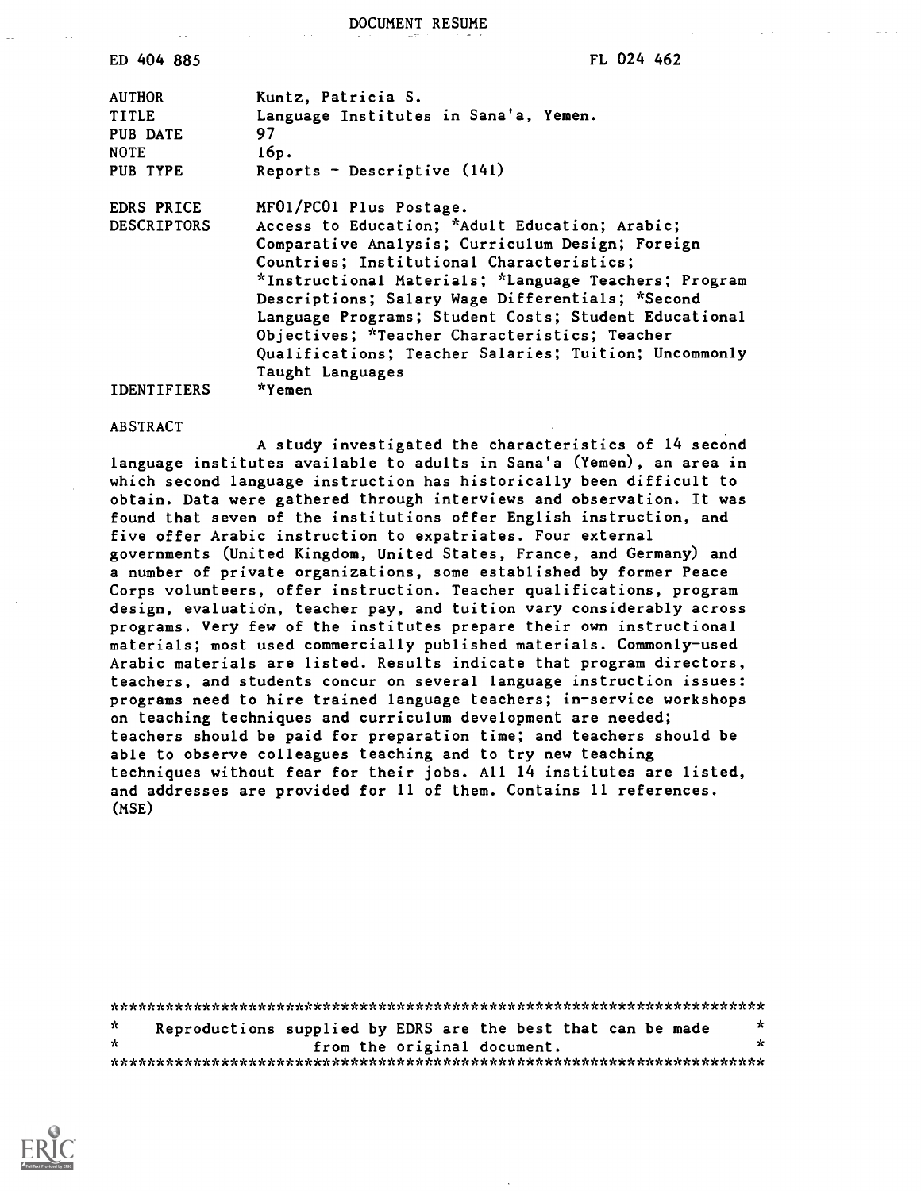DOCUMENT RESUME

| ED 404 885 | FL 024 462 |
|---|---|
| AUTHOR | Kuntz, Patricia S. |
| TITLE | Language Institutes in Sana'a, Yemen. |
| PUB DATE | 97 |
| NOTE | 16p. |
| PUB TYPE | Reports - Descriptive (141) |
| EDRS PRICE | MF01/PC01 Plus Postage. |
| DESCRIPTORS | Access to Education; *Adult Education; Arabic; Comparative Analysis; Curriculum Design; Foreign Countries; Institutional Characteristics; *Instructional Materials; *Language Teachers; Program Descriptions; Salary Wage Differentials; *Second Language Programs; Student Costs; Student Educational Objectives; *Teacher Characteristics; Teacher Qualifications; Teacher Salaries; Tuition; Uncommonly Taught Languages |
| IDENTIFIERS | *Yemen |

ABSTRACT

A study investigated the characteristics of 14 second language institutes available to adults in Sana'a (Yemen), an area in which second language instruction has historically been difficult to obtain. Data were gathered through interviews and observation. It was found that seven of the institutions offer English instruction, and five offer Arabic instruction to expatriates. Four external governments (United Kingdom, United States, France, and Germany) and a number of private organizations, some established by former Peace Corps volunteers, offer instruction. Teacher qualifications, program design, evaluation, teacher pay, and tuition vary considerably across programs. Very few of the institutes prepare their own instructional materials; most used commercially published materials. Commonly-used Arabic materials are listed. Results indicate that program directors, teachers, and students concur on several language instruction issues: programs need to hire trained language teachers; in-service workshops on teaching techniques and curriculum development are needed; teachers should be paid for preparation time; and teachers should be able to observe colleagues teaching and to try new teaching techniques without fear for their jobs. All 14 institutes are listed, and addresses are provided for 11 of them. Contains 11 references. (MSE)

***********************************************************************
* Reproductions supplied by EDRS are the best that can be made *
* from the original document. *
***********************************************************************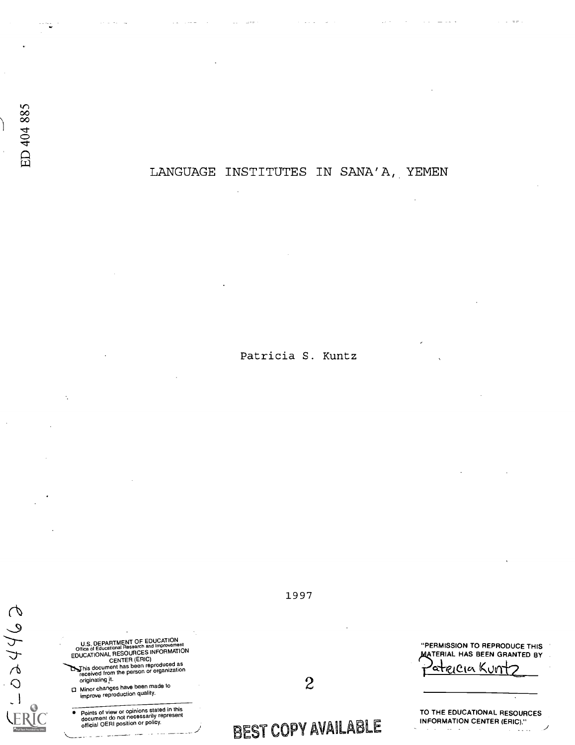ED 404 885

# LANGUAGE INSTITUTES IN SANA'A, YEMEN

Patricia S. Kuntz

1997

U.S. DEPARTMENT OF EDUCATION
Office of Educational Research and Improvement
EDUCATIONAL RESOURCES INFORMATION CENTER (ERIC)

- This document has been reproduced as received from the person or organization originating it.
- Minor changes have been made to improve reproduction quality.

- Points of view or opinions stated in this document do not necessarily represent official OERI position or policy.

"PERMISSION TO REPRODUCE THIS MATERIAL HAS BEEN GRANTED BY

Patricia Kuntz

TO THE EDUCATIONAL RESOURCES INFORMATION CENTER (ERIC)."

BEST COPY AVAILABLE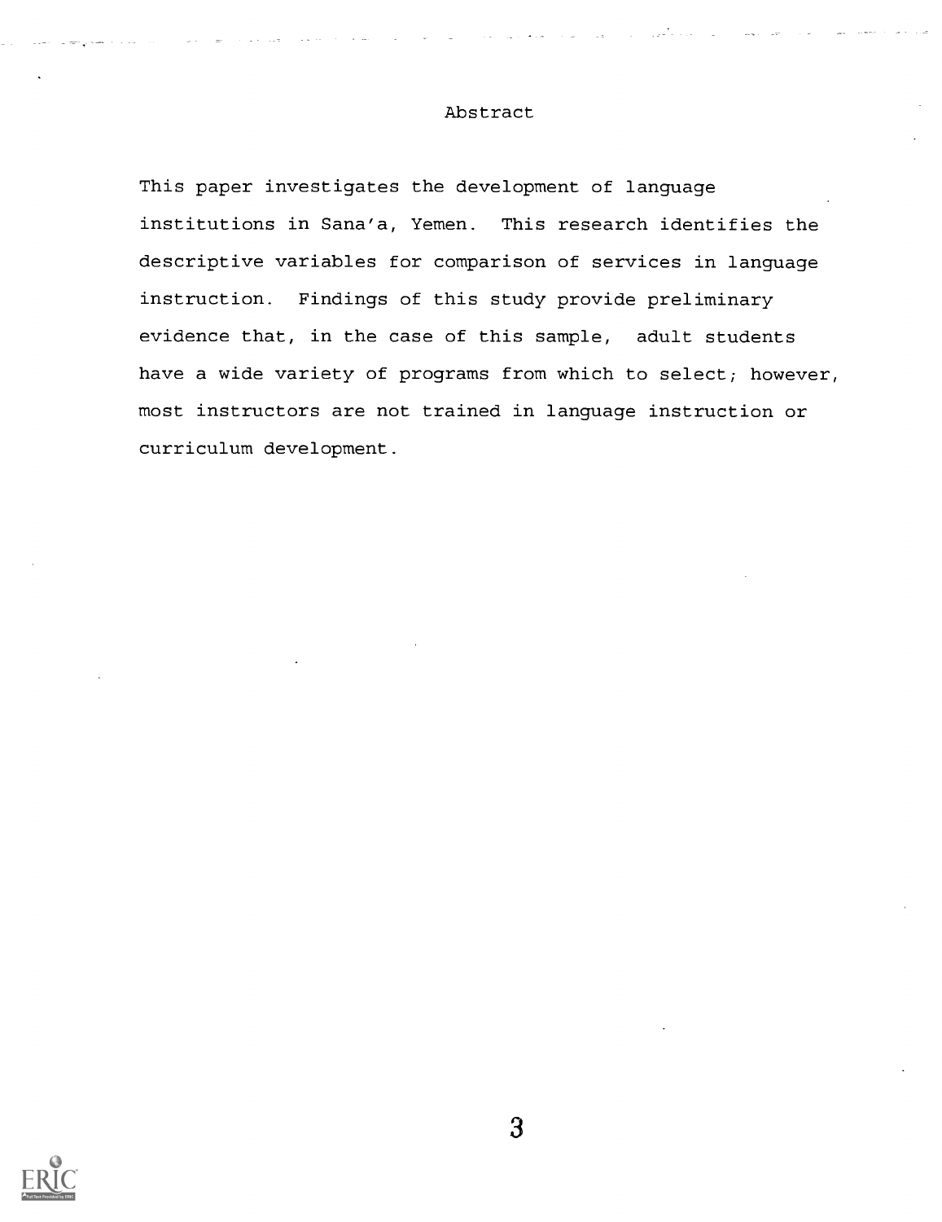# Abstract

This paper investigates the development of language institutions in Sana'a, Yemen. This research identifies the descriptive variables for comparison of services in language instruction. Findings of this study provide preliminary evidence that, in the case of this sample, adult students have a wide variety of programs from which to select; however, most instructors are not trained in language instruction or curriculum development.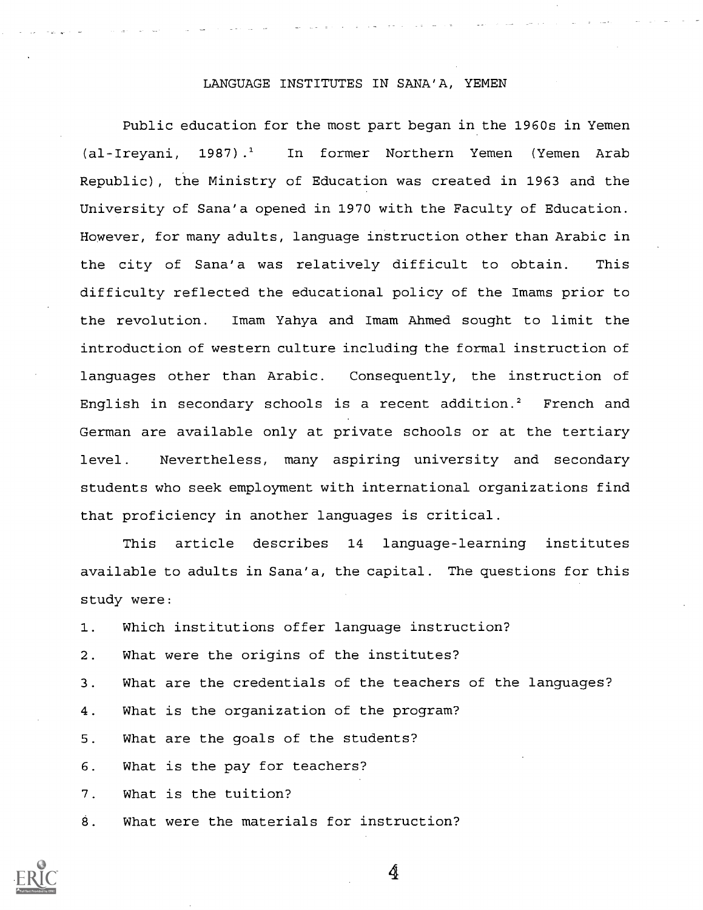# LANGUAGE INSTITUTES IN SANA'A, YEMEN

Public education for the most part began in the 1960s in Yemen (al-Ireyani, 1987).[1] In former Northern Yemen (Yemen Arab Republic), the Ministry of Education was created in 1963 and the University of Sana'a opened in 1970 with the Faculty of Education. However, for many adults, language instruction other than Arabic in the city of Sana'a was relatively difficult to obtain. This difficulty reflected the educational policy of the Imams prior to the revolution. Imam Yahya and Imam Ahmed sought to limit the introduction of western culture including the formal instruction of languages other than Arabic. Consequently, the instruction of English in secondary schools is a recent addition.[2] French and German are available only at private schools or at the tertiary level. Nevertheless, many aspiring university and secondary students who seek employment with international organizations find that proficiency in another languages is critical.

This article describes 14 language-learning institutes available to adults in Sana'a, the capital. The questions for this study were:

1. Which institutions offer language instruction?
2. What were the origins of the institutes?
3. What are the credentials of the teachers of the languages?
4. What is the organization of the program?
5. What are the goals of the students?
6. What is the pay for teachers?
7. What is the tuition?
8. What were the materials for instruction?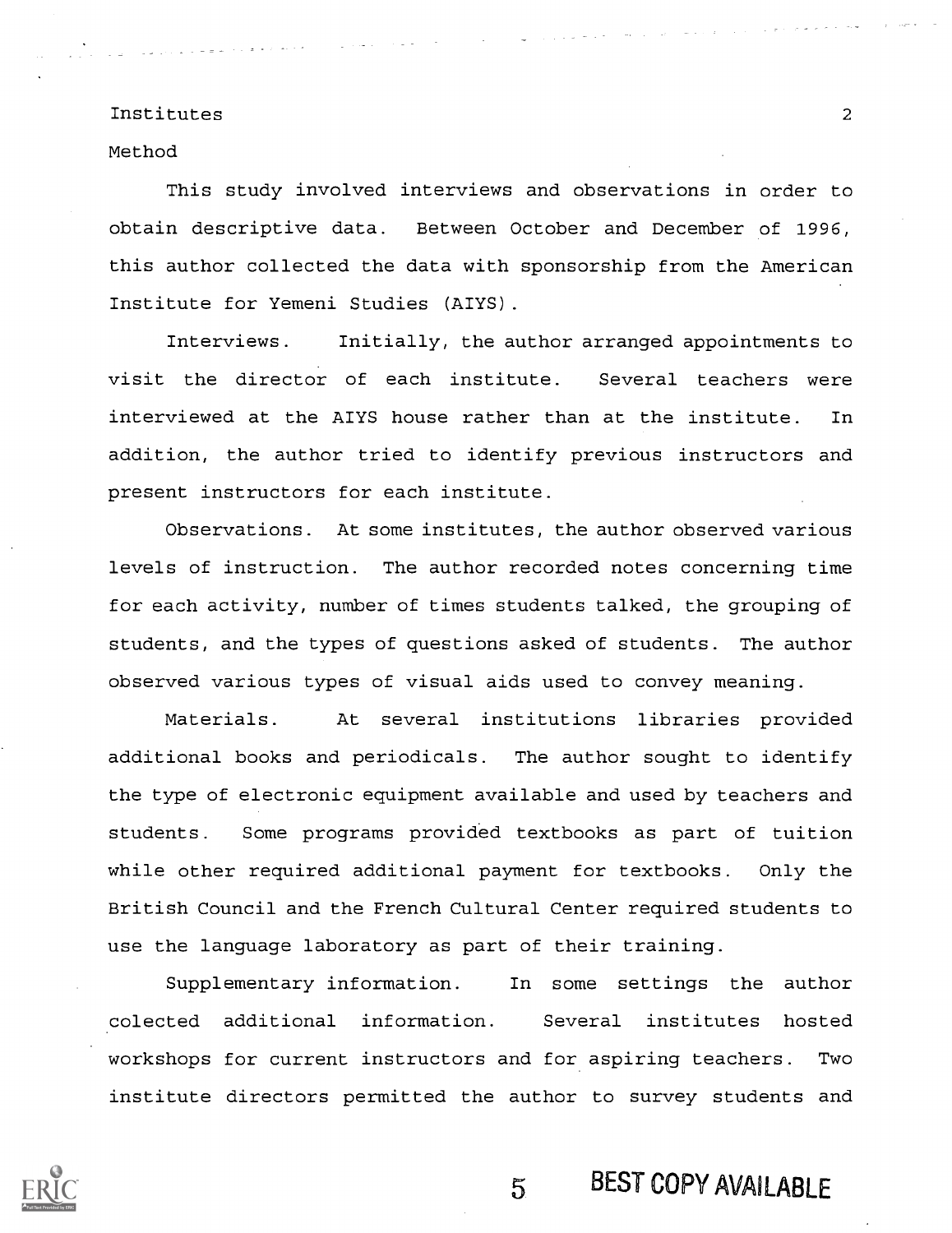## Method

This study involved interviews and observations in order to obtain descriptive data. Between October and December of 1996, this author collected the data with sponsorship from the American Institute for Yemeni Studies (AIYS).

*Interviews.* Initially, the author arranged appointments to visit the director of each institute. Several teachers were interviewed at the AIYS house rather than at the institute. In addition, the author tried to identify previous instructors and present instructors for each institute.

*Observations.* At some institutes, the author observed various levels of instruction. The author recorded notes concerning time for each activity, number of times students talked, the grouping of students, and the types of questions asked of students. The author observed various types of visual aids used to convey meaning.

*Materials.* At several institutions libraries provided additional books and periodicals. The author sought to identify the type of electronic equipment available and used by teachers and students. Some programs provided textbooks as part of tuition while other required additional payment for textbooks. Only the British Council and the French Cultural Center required students to use the language laboratory as part of their training.

*Supplementary information.* In some settings the author colected additional information. Several institutes hosted workshops for current instructors and for aspiring teachers. Two institute directors permitted the author to survey students and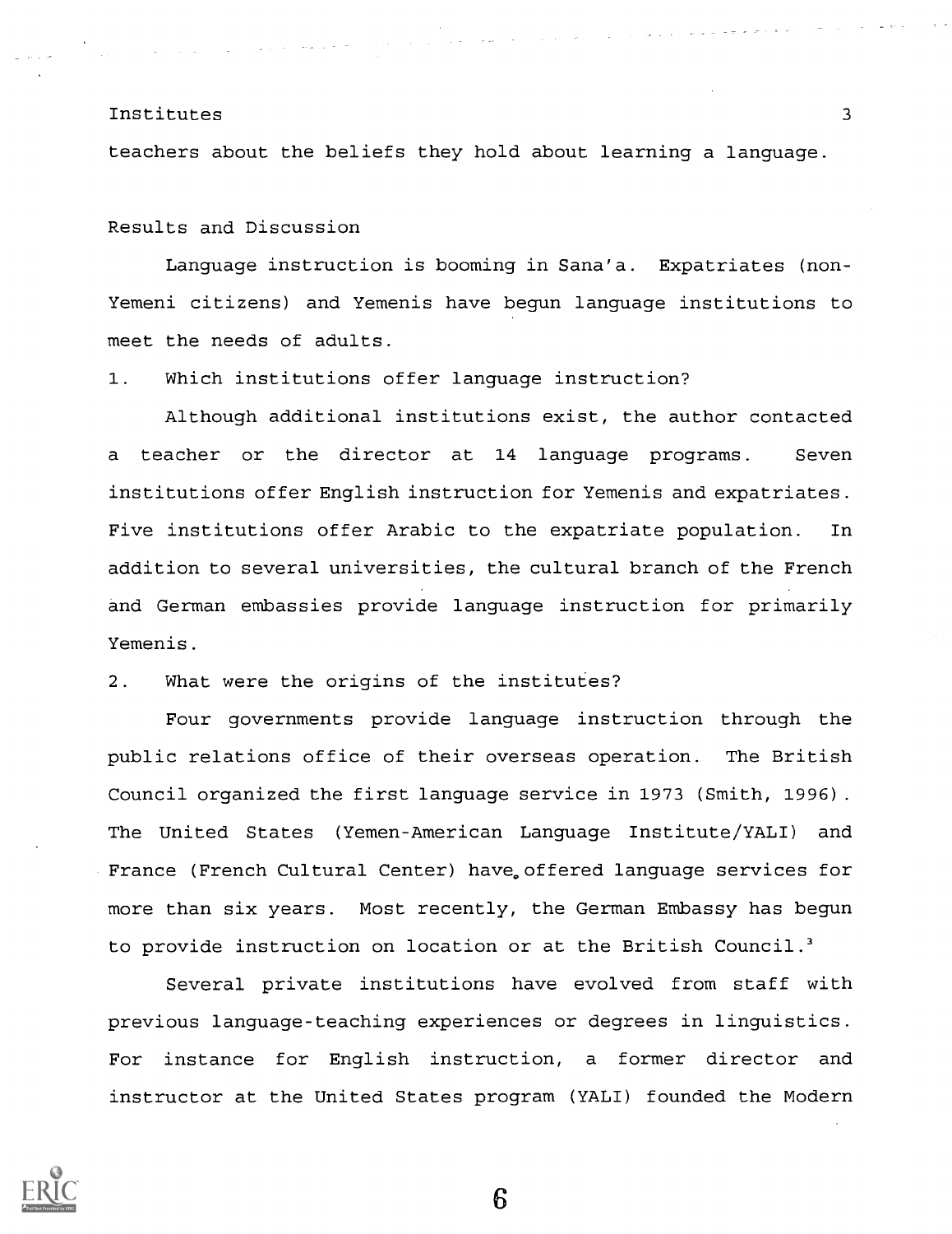teachers about the beliefs they hold about learning a language.

## Results and Discussion

Language instruction is booming in Sana'a. Expatriates (non-Yemeni citizens) and Yemenis have begun language institutions to meet the needs of adults.

1. Which institutions offer language instruction?

Although additional institutions exist, the author contacted a teacher or the director at 14 language programs. Seven institutions offer English instruction for Yemenis and expatriates. Five institutions offer Arabic to the expatriate population. In addition to several universities, the cultural branch of the French and German embassies provide language instruction for primarily Yemenis.

2. What were the origins of the institutes?

Four governments provide language instruction through the public relations office of their overseas operation. The British Council organized the first language service in 1973 (Smith, 1996). The United States (Yemen-American Language Institute/YALI) and France (French Cultural Center) have offered language services for more than six years. Most recently, the German Embassy has begun to provide instruction on location or at the British Council.[3]

Several private institutions have evolved from staff with previous language-teaching experiences or degrees in linguistics. For instance for English instruction, a former director and instructor at the United States program (YALI) founded the Modern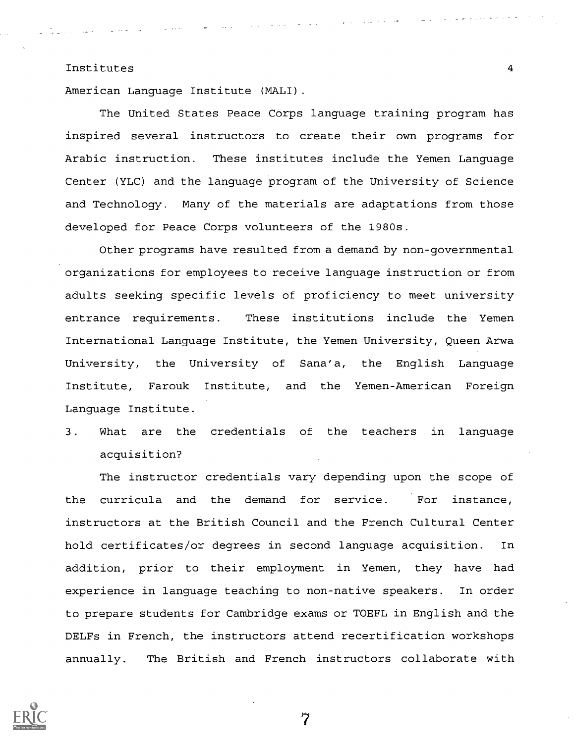American Language Institute (MALI).

The United States Peace Corps language training program has inspired several instructors to create their own programs for Arabic instruction. These institutes include the Yemen Language Center (YLC) and the language program of the University of Science and Technology. Many of the materials are adaptations from those developed for Peace Corps volunteers of the 1980s.

Other programs have resulted from a demand by non-governmental organizations for employees to receive language instruction or from adults seeking specific levels of proficiency to meet university entrance requirements. These institutions include the Yemen International Language Institute, the Yemen University, Queen Arwa University, the University of Sana'a, the English Language Institute, Farouk Institute, and the Yemen-American Foreign Language Institute.

3. What are the credentials of the teachers in language acquisition?

The instructor credentials vary depending upon the scope of the curricula and the demand for service. For instance, instructors at the British Council and the French Cultural Center hold certificates/or degrees in second language acquisition. In addition, prior to their employment in Yemen, they have had experience in language teaching to non-native speakers. In order to prepare students for Cambridge exams or TOEFL in English and the DELFs in French, the instructors attend recertification workshops annually. The British and French instructors collaborate with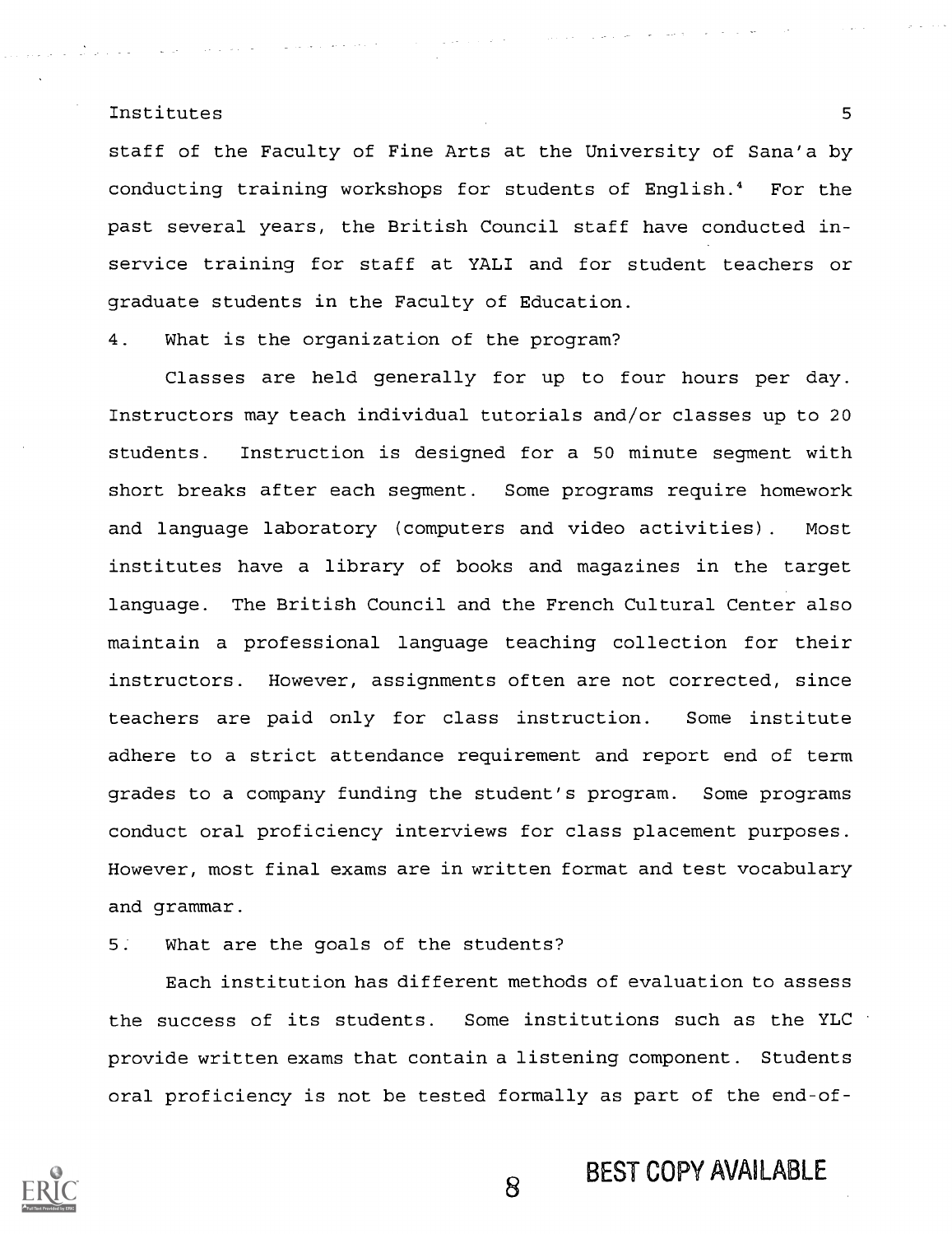staff of the Faculty of Fine Arts at the University of Sana'a by conducting training workshops for students of English.[4] For the past several years, the British Council staff have conducted in-service training for staff at YALI and for student teachers or graduate students in the Faculty of Education.

4. What is the organization of the program?

Classes are held generally for up to four hours per day. Instructors may teach individual tutorials and/or classes up to 20 students. Instruction is designed for a 50 minute segment with short breaks after each segment. Some programs require homework and language laboratory (computers and video activities). Most institutes have a library of books and magazines in the target language. The British Council and the French Cultural Center also maintain a professional language teaching collection for their instructors. However, assignments often are not corrected, since teachers are paid only for class instruction. Some institute adhere to a strict attendance requirement and report end of term grades to a company funding the student's program. Some programs conduct oral proficiency interviews for class placement purposes. However, most final exams are in written format and test vocabulary and grammar.

5. What are the goals of the students?

Each institution has different methods of evaluation to assess the success of its students. Some institutions such as the YLC provide written exams that contain a listening component. Students oral proficiency is not be tested formally as part of the end-of-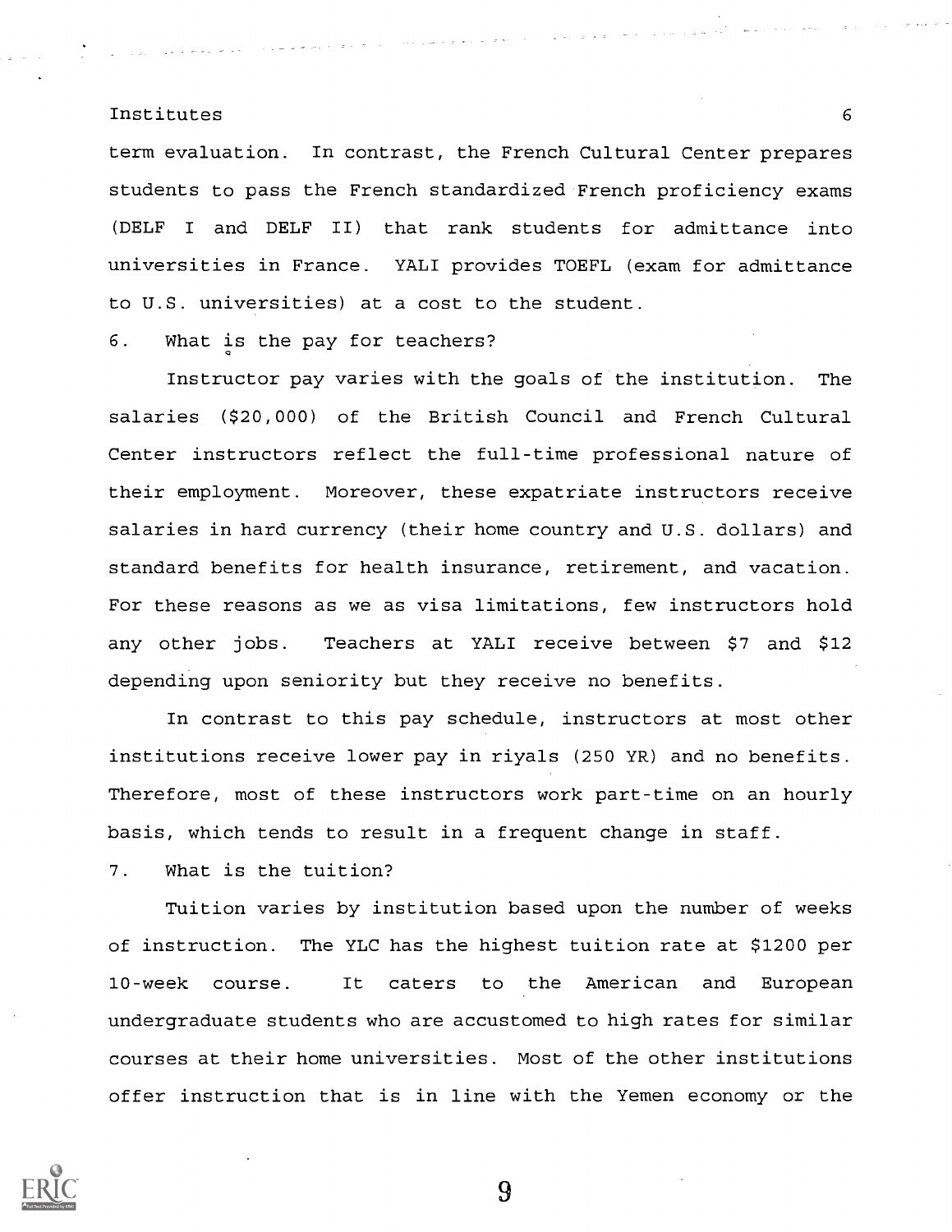term evaluation. In contrast, the French Cultural Center prepares students to pass the French standardized French proficiency exams (DELF I and DELF II) that rank students for admittance into universities in France. YALI provides TOEFL (exam for admittance to U.S. universities) at a cost to the student.

6. What is the pay for teachers?

Instructor pay varies with the goals of the institution. The salaries ($20,000) of the British Council and French Cultural Center instructors reflect the full-time professional nature of their employment. Moreover, these expatriate instructors receive salaries in hard currency (their home country and U.S. dollars) and standard benefits for health insurance, retirement, and vacation. For these reasons as we as visa limitations, few instructors hold any other jobs. Teachers at YALI receive between $7 and $12 depending upon seniority but they receive no benefits.

In contrast to this pay schedule, instructors at most other institutions receive lower pay in riyals (250 YR) and no benefits. Therefore, most of these instructors work part-time on an hourly basis, which tends to result in a frequent change in staff.

7. What is the tuition?

Tuition varies by institution based upon the number of weeks of instruction. The YLC has the highest tuition rate at $1200 per 10-week course. It caters to the American and European undergraduate students who are accustomed to high rates for similar courses at their home universities. Most of the other institutions offer instruction that is in line with the Yemen economy or the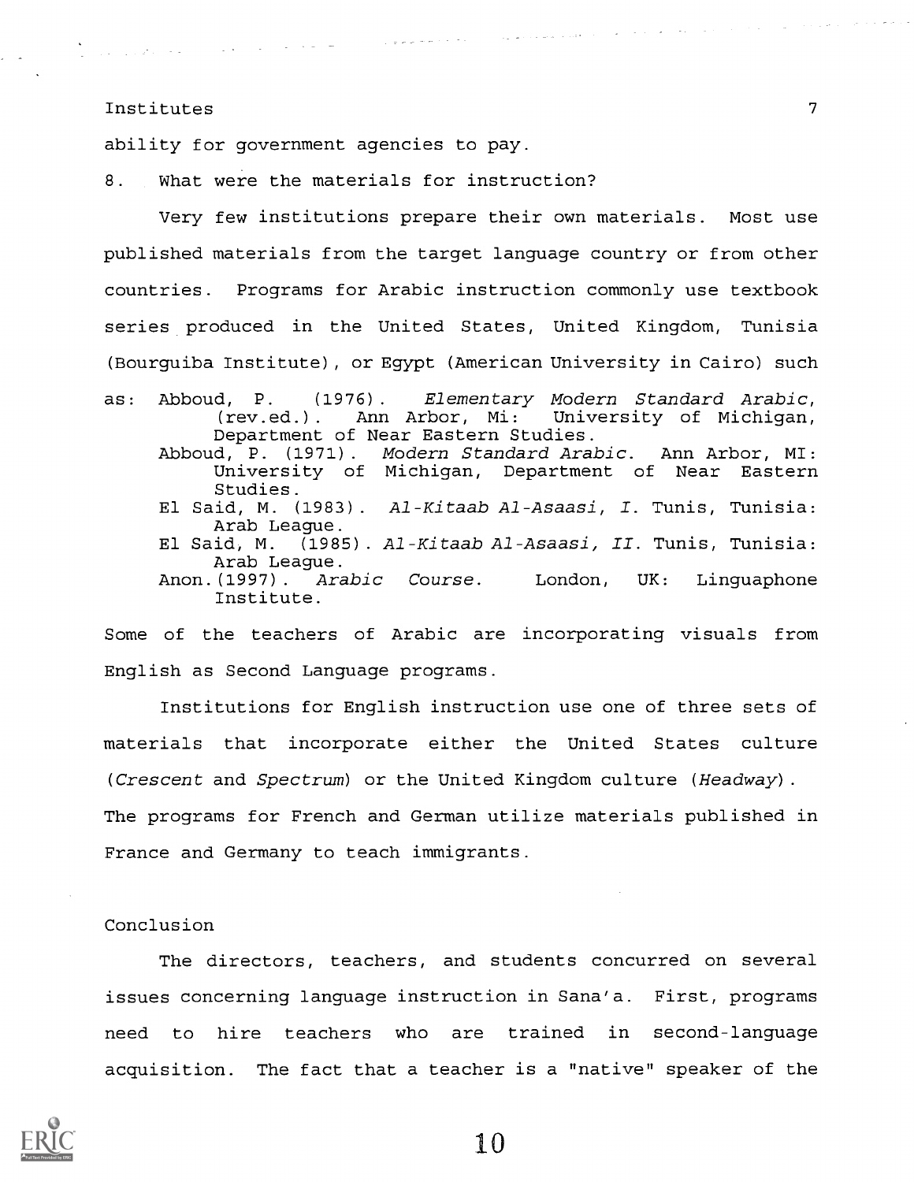ability for government agencies to pay.

8. What were the materials for instruction?

Very few institutions prepare their own materials. Most use published materials from the target language country or from other countries. Programs for Arabic instruction commonly use textbook series produced in the United States, United Kingdom, Tunisia (Bourguiba Institute), or Egypt (American University in Cairo) such as:

- Abboud, P. (1976). *Elementary Modern Standard Arabic*, (rev.ed.). Ann Arbor, Mi: University of Michigan, Department of Near Eastern Studies.
- Abboud, P. (1971). *Modern Standard Arabic*. Ann Arbor, MI: University of Michigan, Department of Near Eastern Studies.
- El Said, M. (1983). *Al-Kitaab Al-Asaasi, I*. Tunis, Tunisia: Arab League.
- El Said, M. (1985). *Al-Kitaab Al-Asaasi, II*. Tunis, Tunisia: Arab League.
- Anon.(1997). *Arabic Course*. London, UK: Linguaphone Institute.

Some of the teachers of Arabic are incorporating visuals from English as Second Language programs.

Institutions for English instruction use one of three sets of materials that incorporate either the United States culture (*Crescent* and *Spectrum*) or the United Kingdom culture (*Headway*). The programs for French and German utilize materials published in France and Germany to teach immigrants.

## Conclusion

The directors, teachers, and students concurred on several issues concerning language instruction in Sana'a. First, programs need to hire teachers who are trained in second-language acquisition. The fact that a teacher is a "native" speaker of the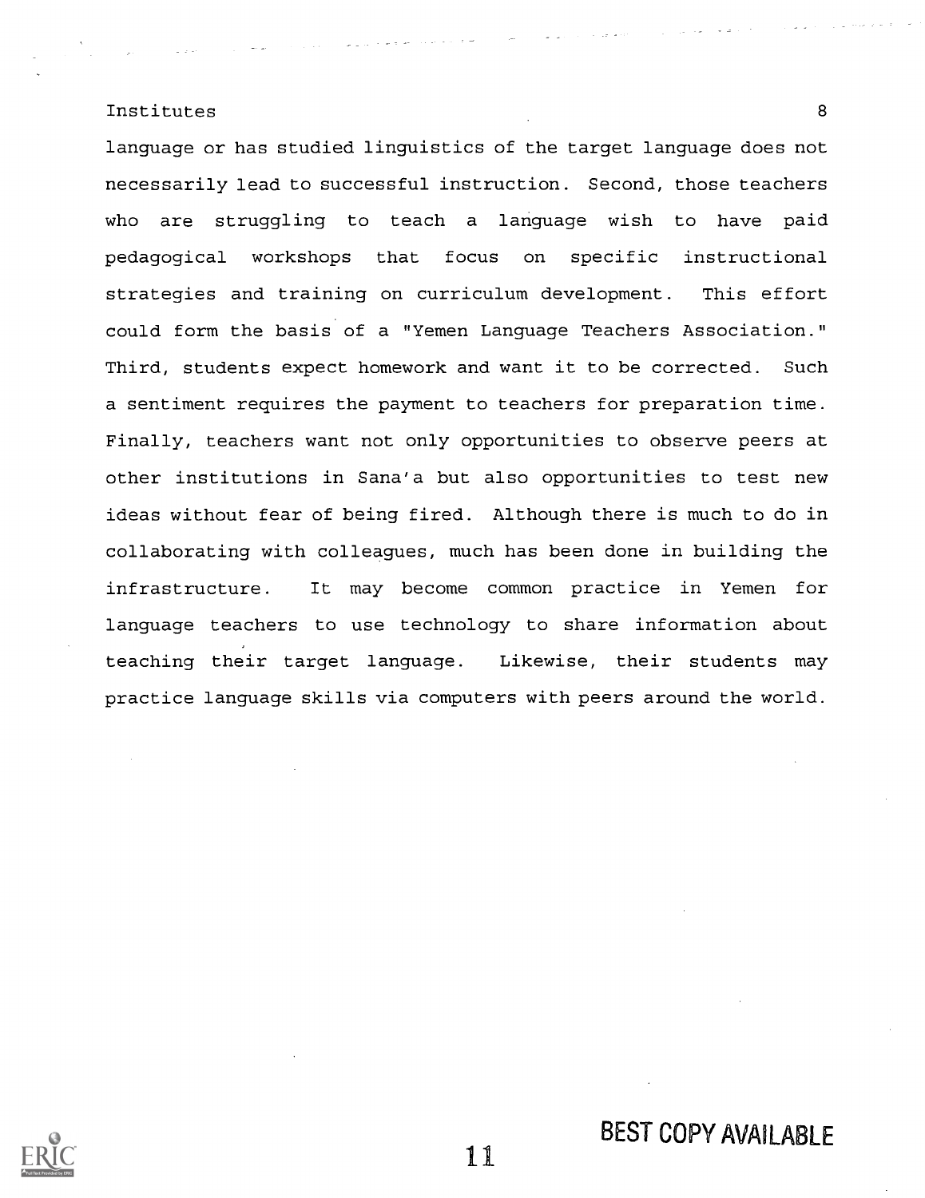language or has studied linguistics of the target language does not necessarily lead to successful instruction. Second, those teachers who are struggling to teach a language wish to have paid pedagogical workshops that focus on specific instructional strategies and training on curriculum development. This effort could form the basis of a "Yemen Language Teachers Association." Third, students expect homework and want it to be corrected. Such a sentiment requires the payment to teachers for preparation time. Finally, teachers want not only opportunities to observe peers at other institutions in Sana'a but also opportunities to test new ideas without fear of being fired. Although there is much to do in collaborating with colleagues, much has been done in building the infrastructure. It may become common practice in Yemen for language teachers to use technology to share information about teaching their target language. Likewise, their students may practice language skills via computers with peers around the world.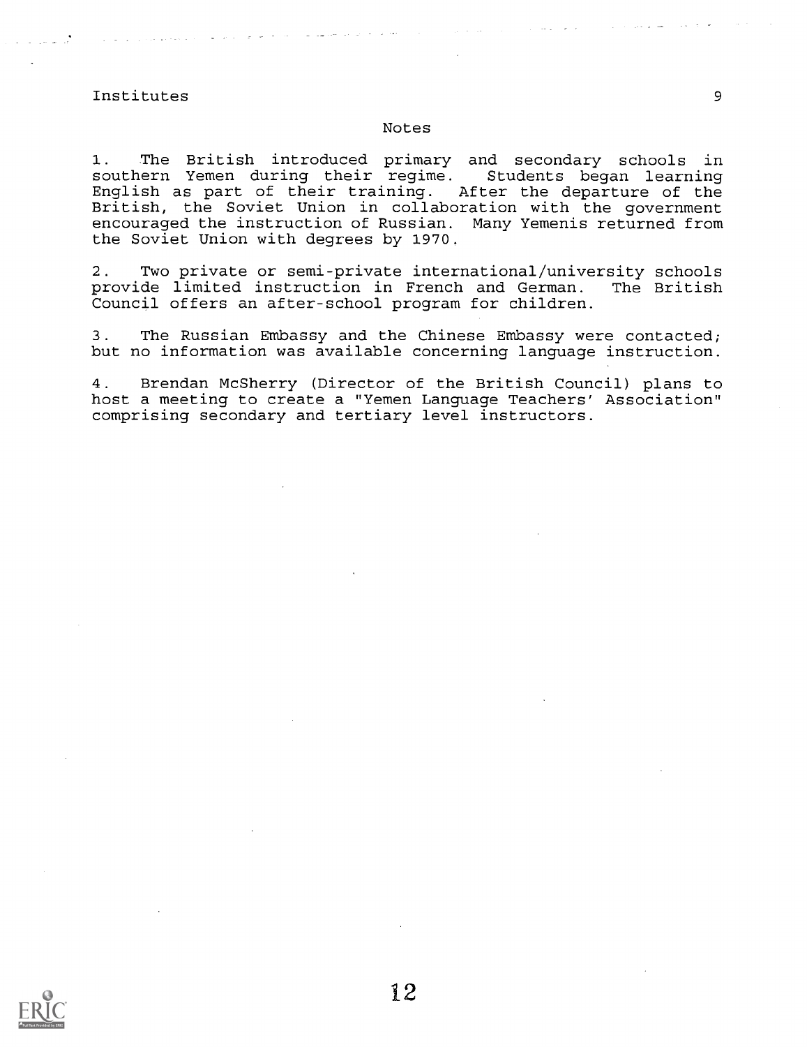## Notes

1. The British introduced primary and secondary schools in southern Yemen during their regime. Students began learning English as part of their training. After the departure of the British, the Soviet Union in collaboration with the government encouraged the instruction of Russian. Many Yemenis returned from the Soviet Union with degrees by 1970.

2. Two private or semi-private international/university schools provide limited instruction in French and German. The British Council offers an after-school program for children.

3. The Russian Embassy and the Chinese Embassy were contacted; but no information was available concerning language instruction.

4. Brendan McSherry (Director of the British Council) plans to host a meeting to create a "Yemen Language Teachers' Association" comprising secondary and tertiary level instructors.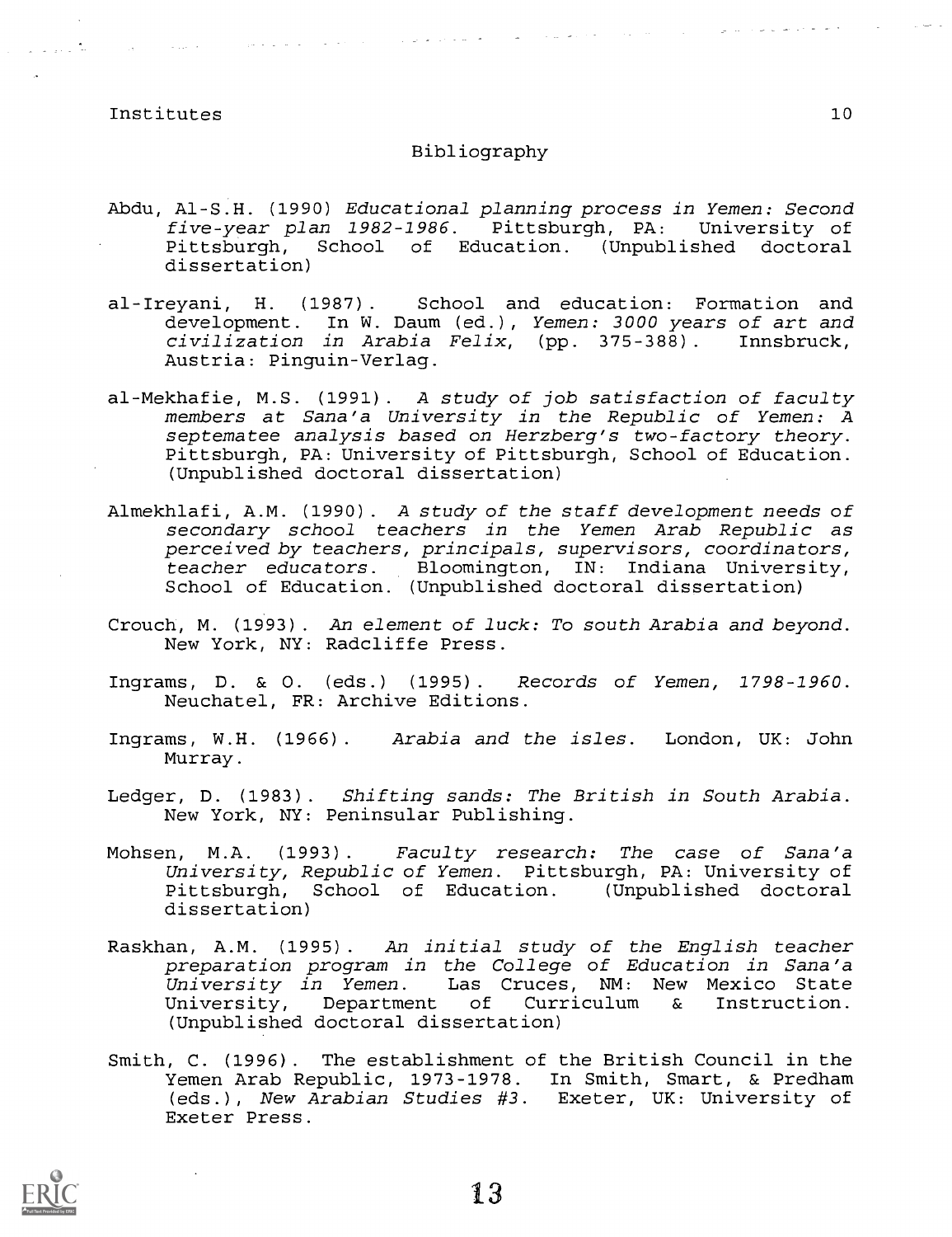## Bibliography

Abdu, Al-S.H. (1990) *Educational planning process in Yemen: Second five-year plan 1982-1986*. Pittsburgh, PA: University of Pittsburgh, School of Education. (Unpublished doctoral dissertation)

al-Ireyani, H. (1987). School and education: Formation and development. In W. Daum (ed.), *Yemen: 3000 years of art and civilization in Arabia Felix*, (pp. 375-388). Innsbruck, Austria: Pinguin-Verlag.

al-Mekhafie, M.S. (1991). *A study of job satisfaction of faculty members at Sana'a University in the Republic of Yemen: A septematee analysis based on Herzberg's two-factory theory*. Pittsburgh, PA: University of Pittsburgh, School of Education. (Unpublished doctoral dissertation)

Almekhlafi, A.M. (1990). *A study of the staff development needs of secondary school teachers in the Yemen Arab Republic as perceived by teachers, principals, supervisors, coordinators, teacher educators*. Bloomington, IN: Indiana University, School of Education. (Unpublished doctoral dissertation)

Crouch, M. (1993). *An element of luck: To south Arabia and beyond*. New York, NY: Radcliffe Press.

Ingrams, D. & O. (eds.) (1995). *Records of Yemen, 1798-1960*. Neuchatel, FR: Archive Editions.

Ingrams, W.H. (1966). *Arabia and the isles*. London, UK: John Murray.

Ledger, D. (1983). *Shifting sands: The British in South Arabia*. New York, NY: Peninsular Publishing.

Mohsen, M.A. (1993). *Faculty research: The case of Sana'a University, Republic of Yemen*. Pittsburgh, PA: University of Pittsburgh, School of Education. (Unpublished doctoral dissertation)

Raskhan, A.M. (1995). *An initial study of the English teacher preparation program in the College of Education in Sana'a University in Yemen*. Las Cruces, NM: New Mexico State University, Department of Curriculum & Instruction. (Unpublished doctoral dissertation)

Smith, C. (1996). The establishment of the British Council in the Yemen Arab Republic, 1973-1978. In Smith, Smart, & Predham (eds.), *New Arabian Studies #3*. Exeter, UK: University of Exeter Press.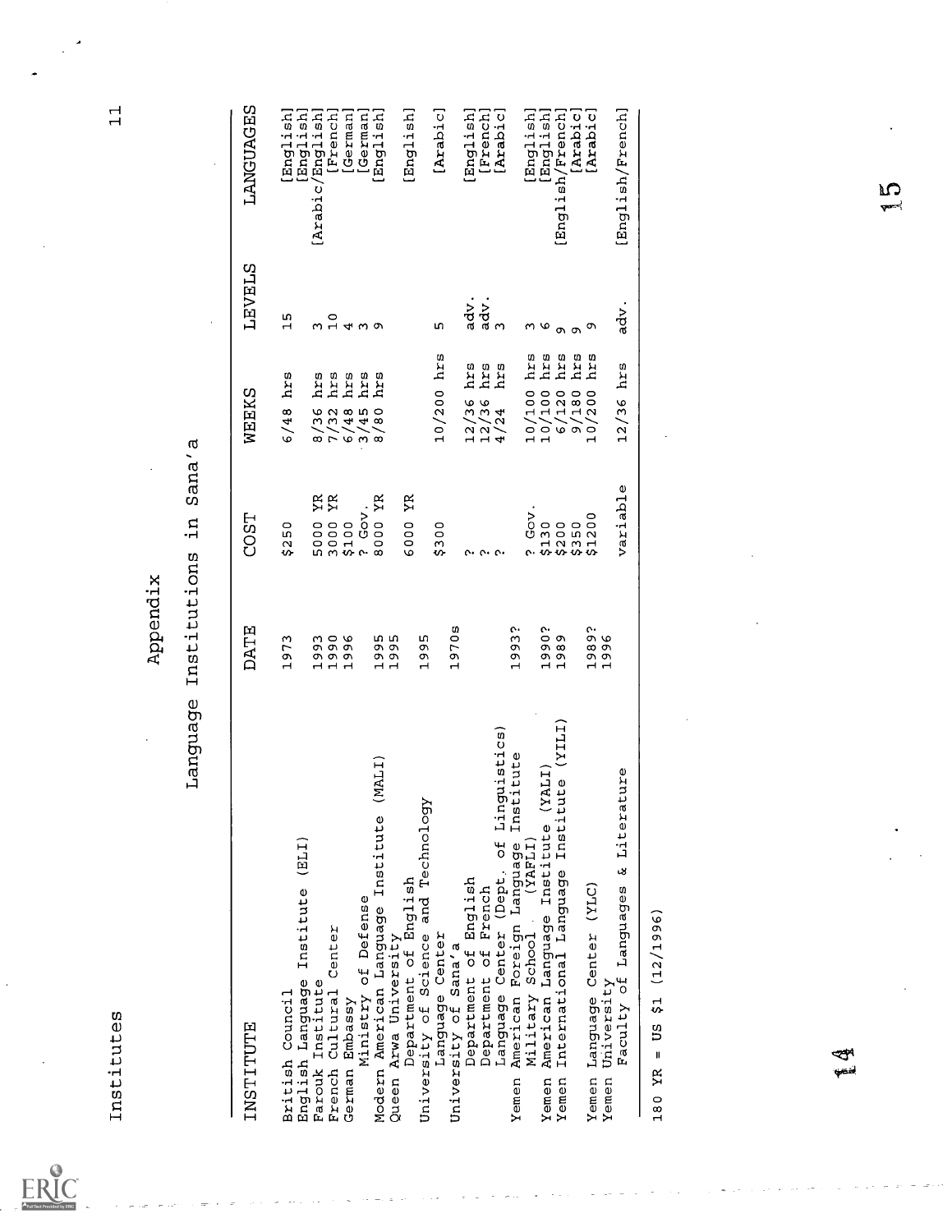# Appendix

## Language Institutions in Sana'a

| INSTITUTE | DATE | COST | WEEKS | LEVELS | LANGUAGES |
|---|---|---|---|---|---|
| British Council | 1973 | $250 | 6/48 hrs | 15 | [English] |
| English Language Institute (ELI) | | | | | [English] |
| Farouk Institute | 1993 | 5000 YR | 8/36 hrs | 3 | [Arabic/English] |
| French Cultural Center | 1990 | 3000 YR | 7/32 hrs | 10 | [French] |
| German Embassy | 1996 | $100 | 6/48 hrs | 4 | [German] |
| Ministry of Defense | | ? Gov. | 3/45 hrs | 3 | [German] |
| Modern American Language Institute (MALI) | 1995 | 8000 YR | 8/80 hrs | 9 | [English] |
| Queen Arwa University | 1995 | | | | |
| Department of English | | 6000 YR | | | [English] |
| University of Science and Technology | 1995 | | | | |
| Language Center | | $300 | 10/200 hrs | 5 | [Arabic] |
| University of Sana'a | 1970s | | | | |
| Department of English | | ? | 12/36 hrs | adv. | [English] |
| Department of French | | ? | 12/36 hrs | adv. | [French] |
| Language Center (Dept. of Linguistics) | | ? | 4/24 hrs | 3 | [Arabic] |
| Yemen American Foreign Language Institute | 1993? | | | | |
| Military School (YAFLI) | | ? Gov. | 10/100 hrs | 3 | [English] |
| Yemen American Language Institute (YALI) | 1990? | $130 | 10/100 hrs | 6 | [English] |
| Yemen International Language Institute (YILI) | 1989 | $200 | 6/120 hrs | 9 | [English/French] |
| | | $350 | 9/180 hrs | 9 | [Arabic] |
| Yemen Language Center (YLC) | 1989? | $1200 | 10/200 hrs | 9 | [Arabic] |
| Yemen University | 1996 | | | | |
| Faculty of Languages & Literature | | variable | 12/36 hrs | adv. | [English/French] |

180 YR = US $1 (12/1996)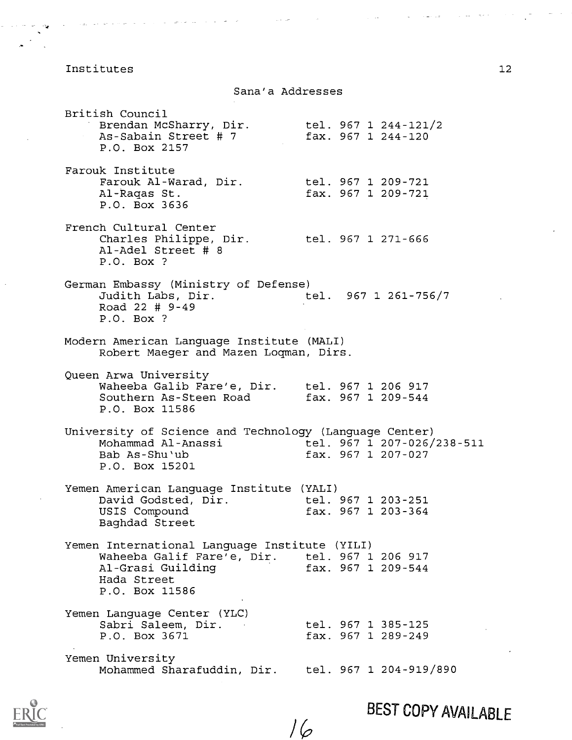## Sana'a Addresses

British Council
Brendan McSharry, Dir. — tel. 967 1 244-121/2
As-Sabain Street # 7 — fax. 967 1 244-120
P.O. Box 2157

Farouk Institute
Farouk Al-Warad, Dir. — tel. 967 1 209-721
Al-Raqas St. — fax. 967 1 209-721
P.O. Box 3636

French Cultural Center
Charles Philippe, Dir. — tel. 967 1 271-666
Al-Adel Street # 8
P.O. Box ?

German Embassy (Ministry of Defense)
Judith Labs, Dir. — tel. 967 1 261-756/7
Road 22 # 9-49
P.O. Box ?

Modern American Language Institute (MALI)
Robert Maeger and Mazen Loqman, Dirs.

Queen Arwa University
Waheeba Galib Fare'e, Dir. — tel. 967 1 206 917
Southern As-Steen Road — fax. 967 1 209-544
P.O. Box 11586

University of Science and Technology (Language Center)
Mohammad Al-Anassi — tel. 967 1 207-026/238-511
Bab As-Shu'ub — fax. 967 1 207-027
P.O. Box 15201

Yemen American Language Institute (YALI)
David Godsted, Dir. — tel. 967 1 203-251
USIS Compound — fax. 967 1 203-364
Baghdad Street

Yemen International Language Institute (YILI)
Waheeba Galif Fare'e, Dir. — tel. 967 1 206 917
Al-Grasi Guilding — fax. 967 1 209-544
Hada Street
P.O. Box 11586

Yemen Language Center (YLC)
Sabri Saleem, Dir. — tel. 967 1 385-125
P.O. Box 3671 — fax. 967 1 289-249

Yemen University
Mohammed Sharafuddin, Dir. — tel. 967 1 204-919/890

BEST COPY AVAILABLE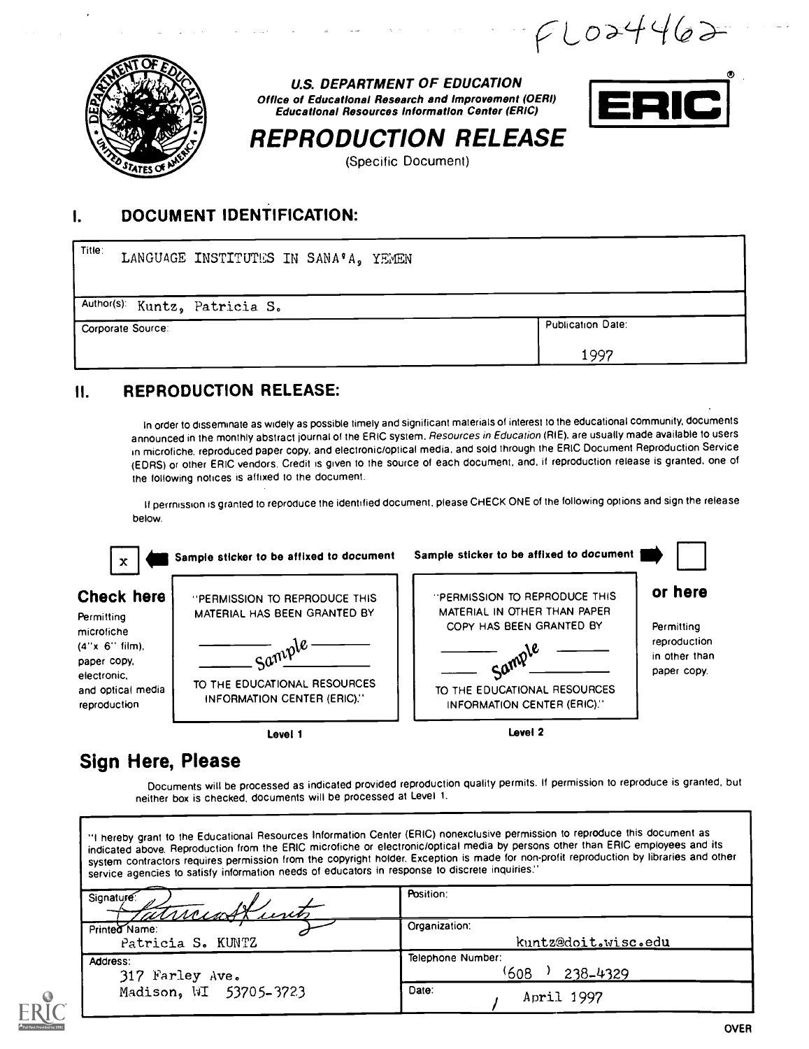FL024462

**U.S. DEPARTMENT OF EDUCATION**
*Office of Educational Research and Improvement (OERI)*
*Educational Resources Information Center (ERIC)*

ERIC®

# REPRODUCTION RELEASE

(Specific Document)

## I. DOCUMENT IDENTIFICATION:

| | |
|---|---|
| Title: LANGUAGE INSTITUTES IN SANA'A, YEMEN | |
| Author(s): Kuntz, Patricia S. | |
| Corporate Source: | Publication Date: 1997 |

## II. REPRODUCTION RELEASE:

In order to disseminate as widely as possible timely and significant materials of interest to the educational community, documents announced in the monthly abstract journal of the ERIC system, *Resources in Education* (RIE), are usually made available to users in microfiche, reproduced paper copy, and electronic/optical media, and sold through the ERIC Document Reproduction Service (EDRS) or other ERIC vendors. Credit is given to the source of each document, and, if reproduction release is granted, one of the following notices is affixed to the document.

If permission is granted to reproduce the identified document, please CHECK ONE of the following options and sign the release below.

[x] Sample sticker to be affixed to document

**Check here**
Permitting microfiche (4"x 6" film), paper copy, electronic, and optical media reproduction

"PERMISSION TO REPRODUCE THIS MATERIAL HAS BEEN GRANTED BY
Sample
TO THE EDUCATIONAL RESOURCES INFORMATION CENTER (ERIC)."

Level 1

Sample sticker to be affixed to document [ ]

**or here**
Permitting reproduction in other than paper copy.

"PERMISSION TO REPRODUCE THIS MATERIAL IN OTHER THAN PAPER COPY HAS BEEN GRANTED BY
Sample
TO THE EDUCATIONAL RESOURCES INFORMATION CENTER (ERIC)."

Level 2

## Sign Here, Please

Documents will be processed as indicated provided reproduction quality permits. If permission to reproduce is granted, but neither box is checked, documents will be processed at Level 1.

"I hereby grant to the Educational Resources Information Center (ERIC) nonexclusive permission to reproduce this document as indicated above. Reproduction from the ERIC microfiche or electronic/optical media by persons other than ERIC employees and its system contractors requires permission from the copyright holder. Exception is made for non-profit reproduction by libraries and other service agencies to satisfy information needs of educators in response to discrete inquiries."

| | |
|---|---|
| Signature: Patricia Kuntz | Position: |
| Printed Name: Patricia S. KUNTZ | Organization: kuntz@doit.wisc.edu |
| Address: 317 Farley Ave. Madison, WI 53705-3723 | Telephone Number: (608) 238-4329 |
| | Date: April 1997 |

OVER